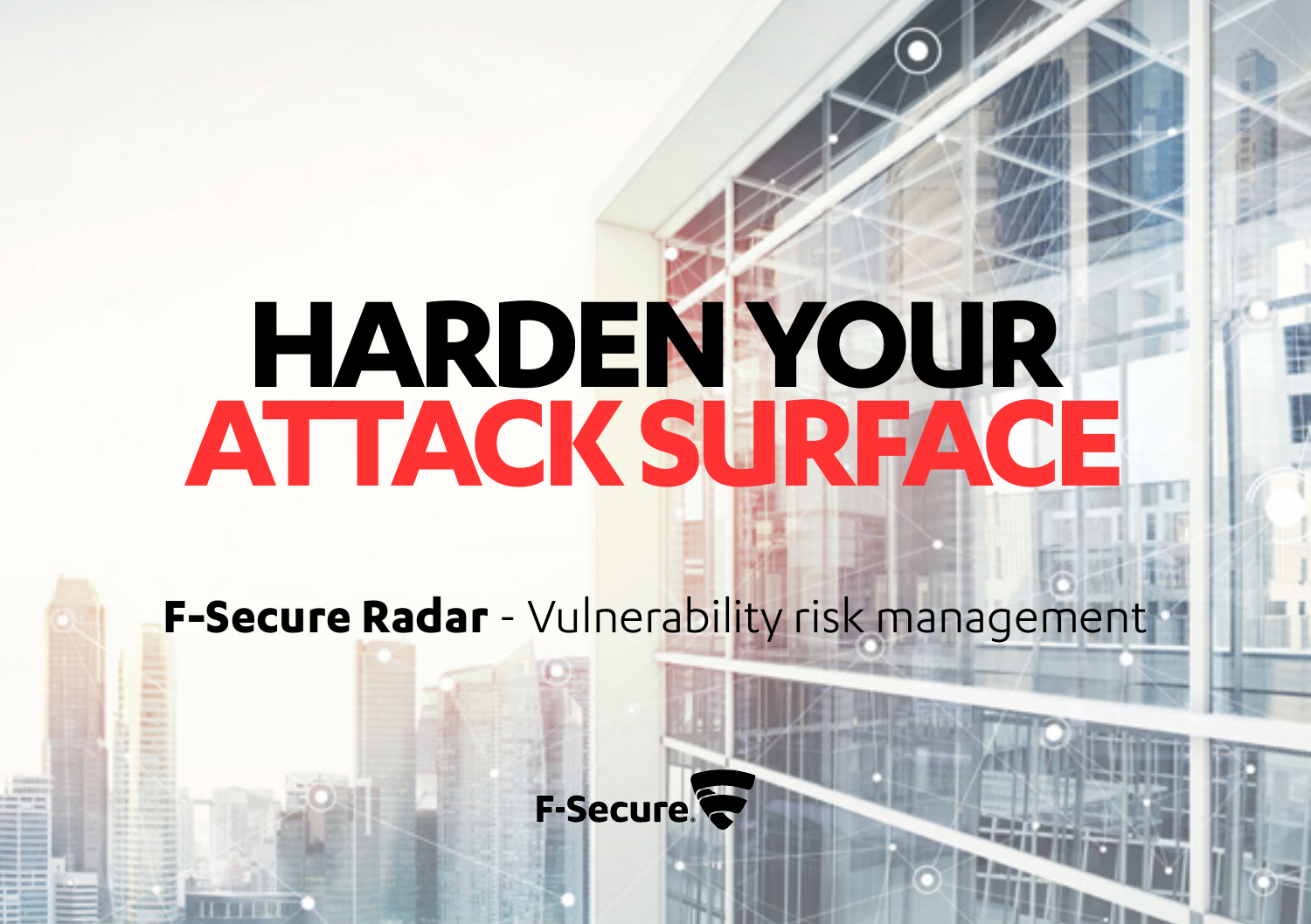# HARDEN YOUR ATTACK SURFACE

**F-Secure Radar** - Vulnerability risk management

F-Secure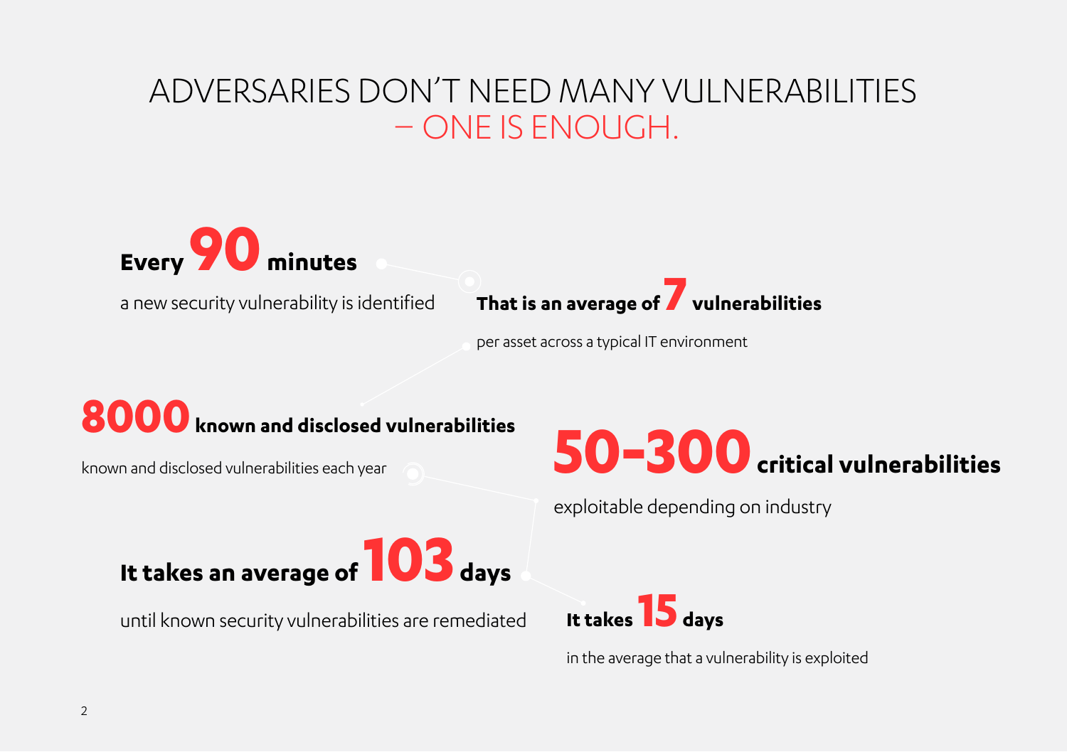# ADVERSARIES DON'T NEED MANY VULNERABILITIES – ONE IS ENOUGH.

**Every 90 minutes**

a new security vulnerability is identified

**That is an average of 7 vulnerabilities**

per asset across a typical IT environment

**8000 known and disclosed vulnerabilities**

known and disclosed vulnerabilities each year

**50-300 critical vulnerabilities**

exploitable depending on industry

**It takes an average of 103 days**

until known security vulnerabilities are remediated

**It takes 15 days**

in the average that a vulnerability is exploited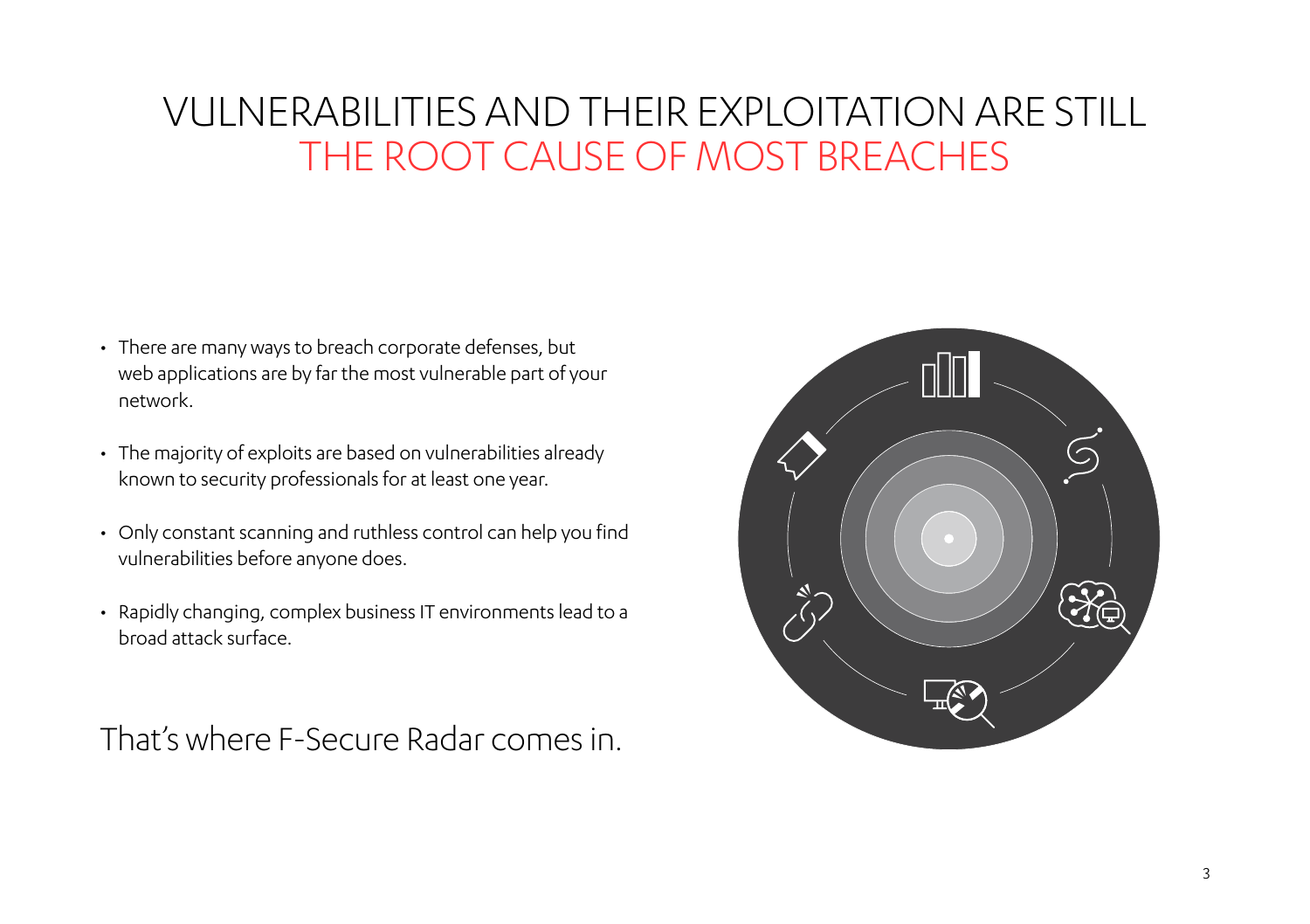# VULNERABILITIES AND THEIR EXPLOITATION ARE STILL THE ROOT CAUSE OF MOST BREACHES

- There are many ways to breach corporate defenses, but web applications are by far the most vulnerable part of your network.
- The majority of exploits are based on vulnerabilities already known to security professionals for at least one year.
- Only constant scanning and ruthless control can help you find vulnerabilities before anyone does.
- Rapidly changing, complex business IT environments lead to a broad attack surface.

That's where F-Secure Radar comes in.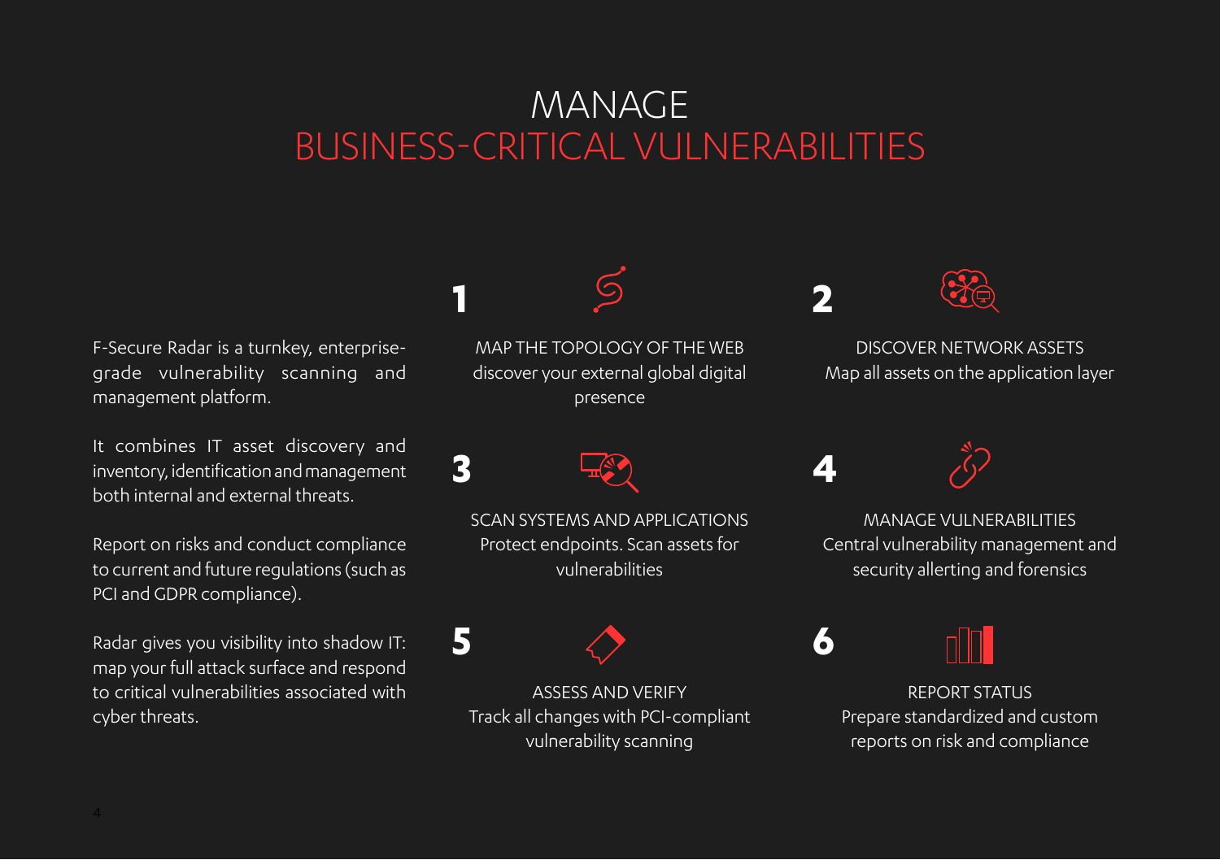# MANAGE BUSINESS-CRITICAL VULNERABILITIES

F-Secure Radar is a turnkey, enterprise-grade vulnerability scanning and management platform.

It combines IT asset discovery and inventory, identification and management both internal and external threats.

Report on risks and conduct compliance to current and future regulations (such as PCI and GDPR compliance).

Radar gives you visibility into shadow IT: map your full attack surface and respond to critical vulnerabilities associated with cyber threats.

**1**

MAP THE TOPOLOGY OF THE WEB
discover your external global digital presence

**2**

DISCOVER NETWORK ASSETS
Map all assets on the application layer

**3**

SCAN SYSTEMS AND APPLICATIONS
Protect endpoints. Scan assets for vulnerabilities

**4**

MANAGE VULNERABILITIES
Central vulnerability management and security allerting and forensics

**5**

ASSESS AND VERIFY
Track all changes with PCI-compliant vulnerability scanning

**6**

REPORT STATUS
Prepare standardized and custom reports on risk and compliance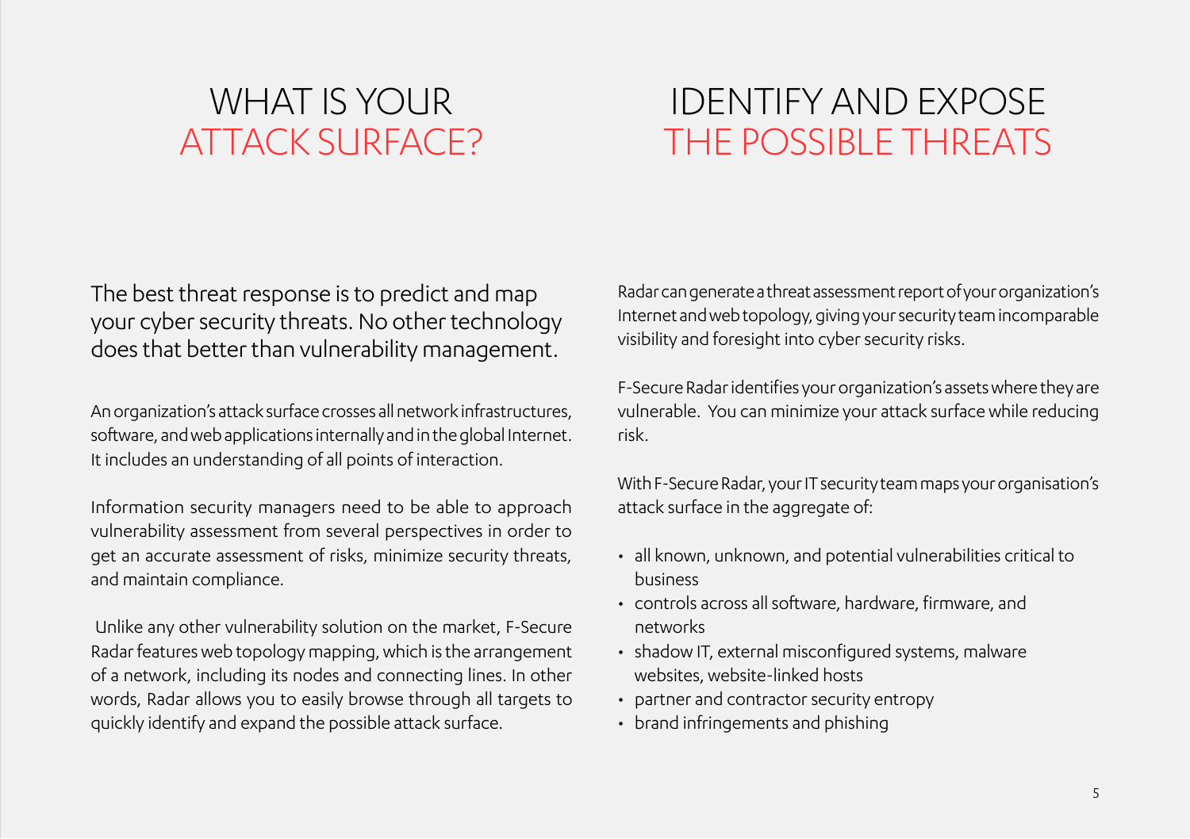# WHAT IS YOUR ATTACK SURFACE?

The best threat response is to predict and map your cyber security threats. No other technology does that better than vulnerability management.

An organization's attack surface crosses all network infrastructures, software, and web applications internally and in the global Internet. It includes an understanding of all points of interaction.

Information security managers need to be able to approach vulnerability assessment from several perspectives in order to get an accurate assessment of risks, minimize security threats, and maintain compliance.

Unlike any other vulnerability solution on the market, F-Secure Radar features web topology mapping, which is the arrangement of a network, including its nodes and connecting lines. In other words, Radar allows you to easily browse through all targets to quickly identify and expand the possible attack surface.

# IDENTIFY AND EXPOSE THE POSSIBLE THREATS

Radar can generate a threat assessment report of your organization's Internet and web topology, giving your security team incomparable visibility and foresight into cyber security risks.

F-Secure Radar identifies your organization's assets where they are vulnerable. You can minimize your attack surface while reducing risk.

With F-Secure Radar, your IT security team maps your organisation's attack surface in the aggregate of:

- all known, unknown, and potential vulnerabilities critical to business
- controls across all software, hardware, firmware, and networks
- shadow IT, external misconfigured systems, malware websites, website-linked hosts
- partner and contractor security entropy
- brand infringements and phishing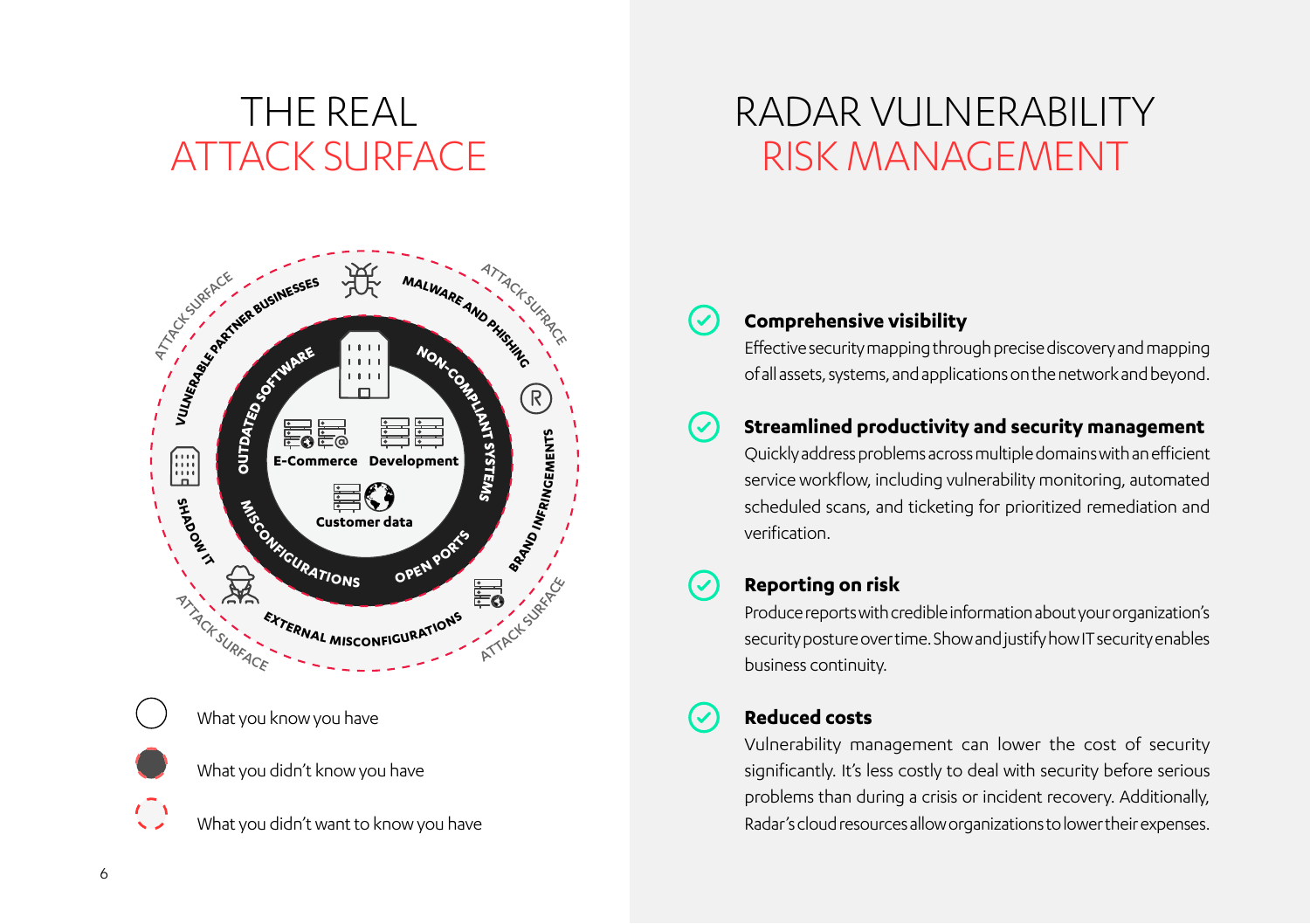# THE REAL ATTACK SURFACE

ATTACK SURFACE
VULNERABLE PARTNER BUSINESSES
MALWARE AND PHISHING
ATTACK SURFACE
OUTDATED SOFTWARE
NON-COMPLIANT SYSTEMS
E-Commerce
Development
Customer data
BRAND INFRINGEMENTS
SHADOW IT
MISCONFIGURATIONS
OPEN PORTS
EXTERNAL MISCONFIGURATIONS
ATTACK SURFACE
ATTACK SURFACE

What you know you have

What you didn't know you have

What you didn't want to know you have

# RADAR VULNERABILITY RISK MANAGEMENT

**Comprehensive visibility**

Effective security mapping through precise discovery and mapping of all assets, systems, and applications on the network and beyond.

**Streamlined productivity and security management**

Quickly address problems across multiple domains with an efficient service workflow, including vulnerability monitoring, automated scheduled scans, and ticketing for prioritized remediation and verification.

**Reporting on risk**

Produce reports with credible information about your organization's security posture over time. Show and justify how IT security enables business continuity.

**Reduced costs**

Vulnerability management can lower the cost of security significantly. It's less costly to deal with security before serious problems than during a crisis or incident recovery. Additionally, Radar's cloud resources allow organizations to lower their expenses.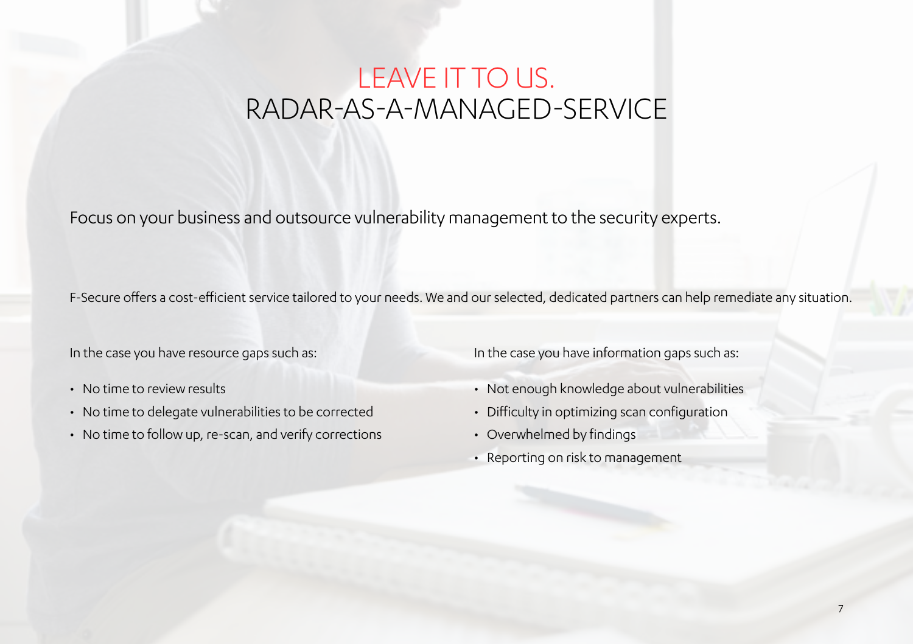# LEAVE IT TO US. RADAR-AS-A-MANAGED-SERVICE

Focus on your business and outsource vulnerability management to the security experts.

F-Secure offers a cost-efficient service tailored to your needs. We and our selected, dedicated partners can help remediate any situation.

In the case you have resource gaps such as:

- No time to review results
- No time to delegate vulnerabilities to be corrected
- No time to follow up, re-scan, and verify corrections

In the case you have information gaps such as:

- Not enough knowledge about vulnerabilities
- Difficulty in optimizing scan configuration
- Overwhelmed by findings
- Reporting on risk to management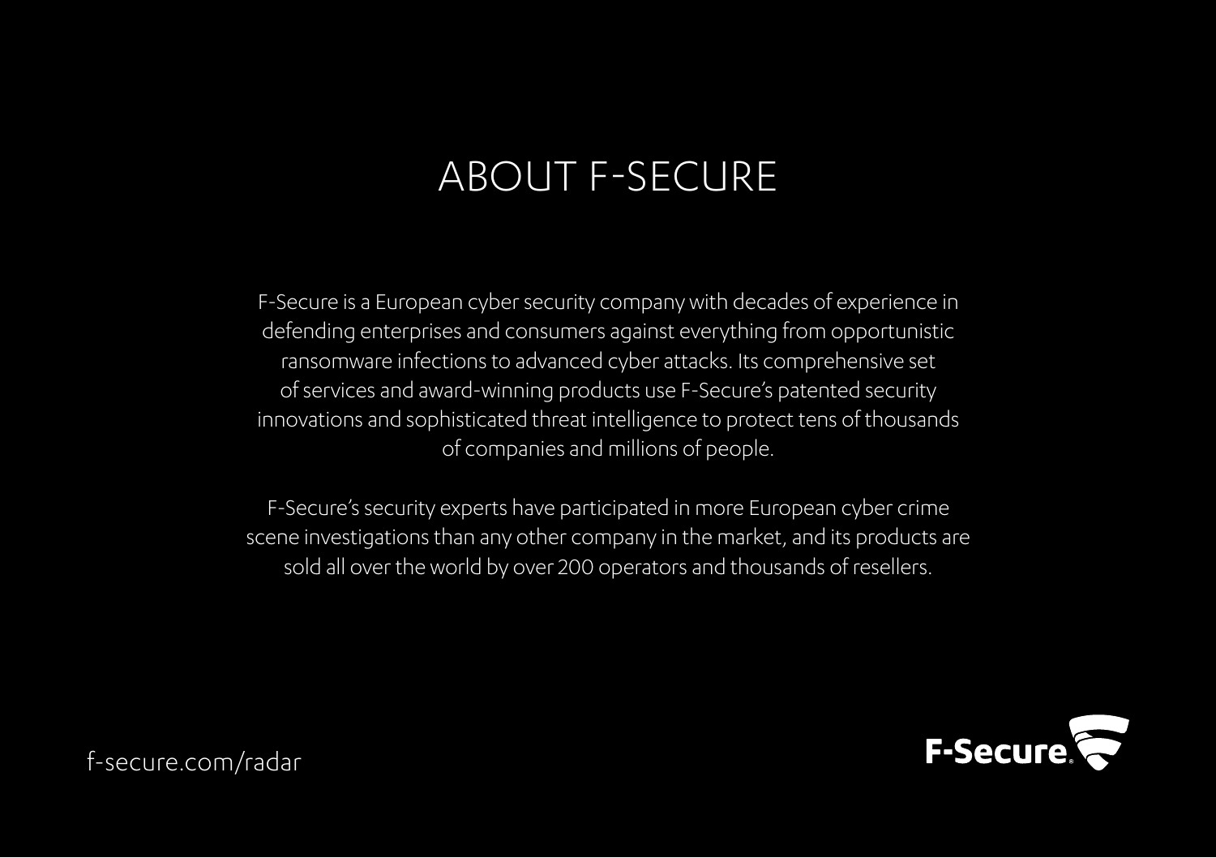# ABOUT F-SECURE

F-Secure is a European cyber security company with decades of experience in defending enterprises and consumers against everything from opportunistic ransomware infections to advanced cyber attacks. Its comprehensive set of services and award-winning products use F-Secure's patented security innovations and sophisticated threat intelligence to protect tens of thousands of companies and millions of people.

F-Secure's security experts have participated in more European cyber crime scene investigations than any other company in the market, and its products are sold all over the world by over 200 operators and thousands of resellers.

f-secure.com/radar

F-Secure.